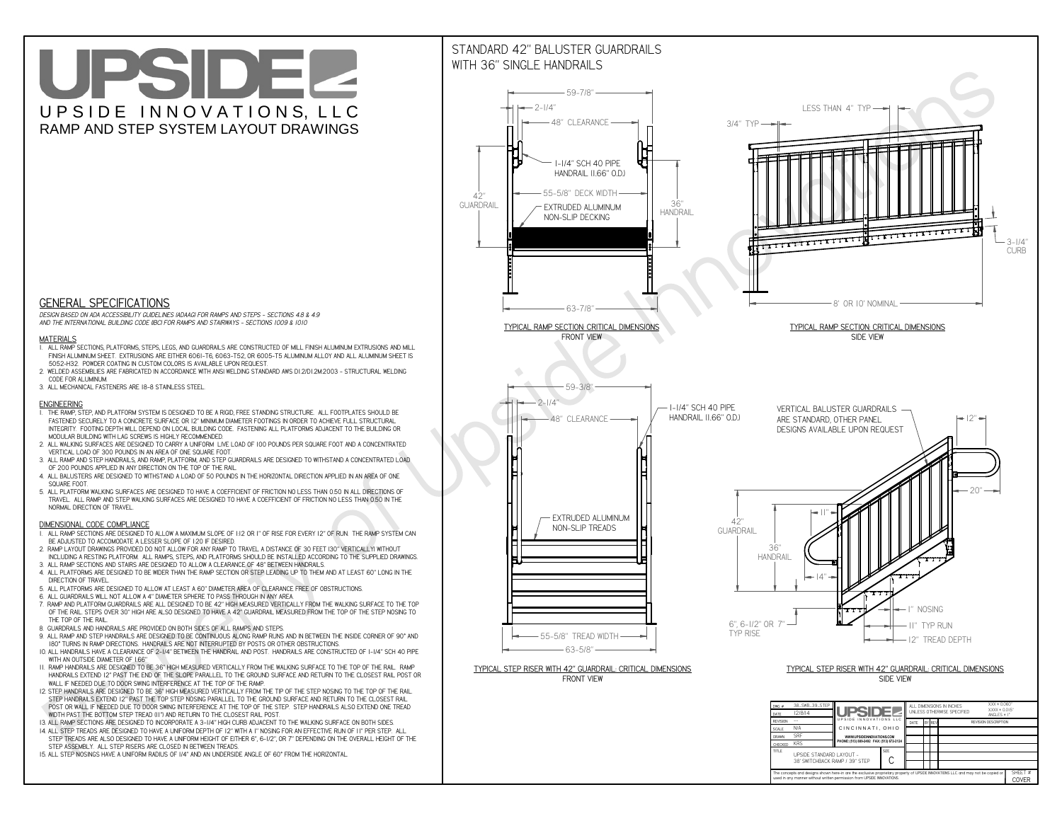# UPSIDE

UPSIDE INNOVATIONS, LLC

RAMP AND STEP SYSTEM LAYOUT DRAWINGS

## GENERAL SPECIFICATIONS

*DESIGN BASED ON ADA ACCESSIBILITY GUIDELINES (ADAAG) FOR RAMPS AND STEPS - SECTIONS 4.8 & 4.9 AND THE INTERNATIONAL BUILDING CODE (IBC) FOR RAMPS AND STAIRWAYS - SECTIONS 1009 & 1010*

### MATERIALS

1. ALL RAMP SECTIONS, PLATFORMS, STEPS, LEGS, AND GUARDRAILS ARE CONSTRUCTED OF MILL FINISH ALUMINUM EXTRUSIONS AND MILL FINISH ALUMINUM SHEET. EXTRUSIONS ARE EITHER 6061-T6, 6063-T52, OR 6005-T5 ALUMINUM ALLOY AND ALL ALUMINUM SHEET IS 5052-H32. POWDER COATING IN CUSTOM COLORS IS AVAILABLE UPON REQUEST.
2. WELDED ASSEMBLIES ARE FABRICATED IN ACCORDANCE WITH ANSI WELDING STANDARD AWS D1.2/D1.2M:2003 - STRUCTURAL WELDING CODE FOR ALUMINUM.
3. ALL MECHANICAL FASTENERS ARE 18-8 STAINLESS STEEL.

### ENGINEERING

1. THE RAMP, STEP, AND PLATFORM SYSTEM IS DESIGNED TO BE A RIGID, FREE STANDING STRUCTURE. ALL FOOTPLATES SHOULD BE FASTENED SECURELY TO A CONCRETE SURFACE OR 12" MINIMUM DIAMETER CONCRETE FOOTINGS IN ORDER TO ACHIEVE FULL STRUCTURAL INTEGRITY. FOOTING DEPTH WILL DEPEND ON LOCAL BUILDING CODE. FASTENING ALL PLATFORMS ADJACENT TO THE BUILDING OR MODULAR BUILDING WITH LAG SCREWS IS HIGHLY RECOMMENDED.
2. ALL WALKING SURFACES ARE DESIGNED TO CARRY A UNIFORM LIVE LOAD OF 100 POUNDS PER SQUARE FOOT AND A CONCENTRATED VERTICAL LOAD OF 300 POUNDS IN AN AREA OF ONE SQUARE FOOT.
3. ALL RAMP AND STEP HANDRAILS, AND RAMP, PLATFORM, AND STEP GUARDRAILS ARE DESIGNED TO WITHSTAND A CONCENTRATED LOAD OF 200 POUNDS APPLIED IN ANY DIRECTION ON THE TOP OF THE RAIL.
4. ALL BALUSTERS ARE DESIGNED TO WITHSTAND A LOAD OF 50 POUNDS IN THE HORIZONTAL DIRECTION APPLIED IN AN AREA OF ONE SQUARE FOOT.
5. ALL PLATFORM WALKING SURFACES ARE DESIGNED TO HAVE A COEFFICIENT OF FRICTION NO LESS THAN 0.50 IN ALL DIRECTIONS OF TRAVEL. ALL RAMP AND STEP WALKING SURFACES ARE DESIGNED TO HAVE A COEFFICIENT OF FRICTION NO LESS THAN 0.50 IN THE NORMAL DIRECTION OF TRAVEL.

### DIMENSIONAL CODE COMPLIANCE

1. ALL RAMP SECTIONS ARE DESIGNED TO ALLOW A MAXIMUM SLOPE OF 1:12 OR 1" OF RISE FOR EVERY 12" OF RUN. THE RAMP SYSTEM CAN BE ADJUSTED TO ACCOMODATE A LESSER SLOPE OF 1:20 IF DESIRED.
2. RAMP LAYOUT DRAWINGS PROVIDED DO NOT ALLOW FOR ANY RAMP TO TRAVEL A DISTANCE OF 30 FEET (30" VERTICALLY) WITHOUT INCLUDING A RESTING PLATFORM. ALL RAMPS, STEPS, AND PLATFORMS SHOULD BE INSTALLED ACCORDING TO THE SUPPLIED DRAWINGS.
3. ALL RAMP SECTIONS AND STAIRS ARE DESIGNED TO ALLOW A CLEARANCE OF 48" BETWEEN HANDRAILS.
4. ALL PLATFORMS ARE DESIGNED TO BE WIDER THAN THE RAMP SECTION OR STEP LEADING UP TO THEM AND AT LEAST 60" LONG IN THE DIRECTION OF TRAVEL.
5. ALL PLATFORMS ARE DESIGNED TO ALLOW AT LEAST A 60" DIAMETER AREA OF CLEARANCE FREE OF OBSTRUCTIONS.
6. ALL GUARDRAILS WILL NOT ALLOW A 4" DIAMETER SPHERE TO PASS THROUGH IN ANY AREA.
7. RAMP AND PLATFORM GUARDRAILS ARE ALL DESIGNED TO BE 42" HIGH MEASURED VERTICALLY FROM THE WALKING SURFACE TO THE TOP OF THE RAIL. STEPS OVER 30" HIGH ARE ALSO DESIGNED TO HAVE A 42" GUARDRAIL MEASURED FROM THE TOP OF THE STEP NOSING TO THE TOP OF THE RAIL.
8. GUARDRAILS AND HANDRAILS ARE PROVIDED ON BOTH SIDES OF ALL RAMPS AND STEPS.
9. ALL RAMP AND STEP HANDRAILS ARE DESIGNED TO BE CONTINUOUS ALONG RAMP RUNS AND IN BETWEEN THE INSIDE CORNER OF 90° AND 180° TURNS IN RAMP DIRECTIONS. HANDRAILS ARE NOT INTERRUPTED BY POSTS OR OTHER OBSTRUCTIONS.
10. ALL HANDRAILS HAVE A CLEARANCE OF 2-1/4" BETWEEN THE HANDRAIL AND POST. HANDRAILS ARE CONSTRUCTED OF 1-1/4" SCH 40 PIPE WITH AN OUTSIDE DIAMETER OF 1.66"
11. RAMP HANDRAILS ARE DESIGNED TO BE 36" HIGH MEASURED VERTICALLY FROM THE WALKING SURFACE TO THE TOP OF THE RAIL. RAMP HANDRAILS EXTEND 12" PAST THE END OF THE SLOPE PARALLEL TO THE GROUND SURFACE AND RETURN TO THE CLOSEST RAIL POST OR WALL IF NEEDED DUE TO DOOR SWING INTERFERENCE AT THE TOP OF THE RAMP.
12. STEP HANDRAILS ARE DESIGNED TO BE 36" HIGH MEASURED VERTICALLY FROM THE TIP OF THE STEP NOSING TO THE TOP OF THE RAIL. STEP HANDRAILS EXTEND 12" PAST THE TOP STEP NOSING PARALLEL TO THE GROUND SURFACE AND RETURN TO THE CLOSEST RAIL POST OR WALL IF NEEDED DUE TO DOOR SWING INTERFERENCE AT THE TOP OF THE STEP. STEP HANDRAILS ALSO EXTEND ONE TREAD WIDTH PAST THE BOTTOM STEP TREAD (11") AND RETURN TO THE CLOSEST RAIL POST.
13. ALL RAMP SECTIONS ARE DESIGNED TO INCORPORATE A 3-1/4" HIGH CURB ADJACENT TO THE WALKING SURFACE ON BOTH SIDES.
14. ALL STEP TREADS ARE DESIGNED TO HAVE A UNIFORM DEPTH OF 12" WITH A 1" NOSING FOR AN EFFECTIVE RUN OF 11" PER STEP. ALL STEP TREADS ARE ALSO DESIGNED TO HAVE A UNIFORM HEIGHT OF EITHER 6", 6-1/2", OR 7" DEPENDING ON THE OVERALL HEIGHT OF THE STEP ASSEMBLY. ALL STEP RISERS ARE CLOSED IN BETWEEN TREADS.
15. ALL STEP NOSINGS HAVE A UNIFORM RADIUS OF 1/4" AND AN UNDERSIDE ANGLE OF 60° FROM THE HORIZONTAL.

## STANDARD 42" BALUSTER GUARDRAILS WITH 36" SINGLE HANDRAILS

59-7/8" | 2-1/4" | 48" CLEARANCE | 1-1/4" SCH 40 PIPE HANDRAIL (1.66" O.D.) | 55-5/8" DECK WIDTH | 42" GUARDRAIL | 36" HANDRAIL | EXTRUDED ALUMINUM NON-SLIP DECKING | 63-7/8"

TYPICAL RAMP SECTION: CRITICAL DIMENSIONS
FRONT VIEW

LESS THAN 4" TYP | 3/4" TYP | 3-1/4" CURB | 8' OR 10' NOMINAL

TYPICAL RAMP SECTION: CRITICAL DIMENSIONS
SIDE VIEW

59-3/8" | 2-1/4" | 48" CLEARANCE | 1-1/4" SCH 40 PIPE HANDRAIL (1.66" O.D.) | EXTRUDED ALUMINUM NON-SLIP TREADS | 55-5/8" TREAD WIDTH | 63-5/8"

TYPICAL STEP RISER WITH 42" GUARDRAIL: CRITICAL DIMENSIONS
FRONT VIEW

VERTICAL BALUSTER GUARDRAILS ARE STANDARD, OTHER PANEL DESIGNS AVAILABLE UPON REQUEST | 12" | 20" | 11" | 42" GUARDRAIL | 36" HANDRAIL | 14" | 1" NOSING | 11" TYP RUN | 12" TREAD DEPTH | 6", 6-1/2" OR 7" TYP RISE

TYPICAL STEP RISER WITH 42" GUARDRAIL: CRITICAL DIMENSIONS
SIDE VIEW

| | | | |
|---|---|---|---|
| DWG # | 38_SWB_39_STEP | ALL DIMENSIONS IN INCHES UNLESS OTHERWISE SPECIFIED | X.XX ± 0.060" X.XXX ± 0.015" ANGLES ± 1° |
| DATE | 12/8/14 | UPSIDE INNOVATIONS LLC | |
| REVISION | --- | CINCINNATI, OHIO | |
| SCALE | N/A | WWW.UPSIDEINNOVATIONS.COM PHONE: (513) 889-2492 FAX: (513) 672-2124 | |
| DRAWN | SRF | | |
| CHECKED | KRS | | |
| TITLE | UPSIDE STANDARD LAYOUT - 38' SWITCHBACK RAMP / 39" STEP | SIZE C | |

| DATE | BY | REV | REVISION DESCRIPTION |
|---|---|---|---|

The concepts and designs shown here-in are the exclusive proprietary property of UPSIDE INNOVATIONS LLC and may not be copied or used in any manner without written permission from UPSIDE INNOVATIONS.

SHEET # COVER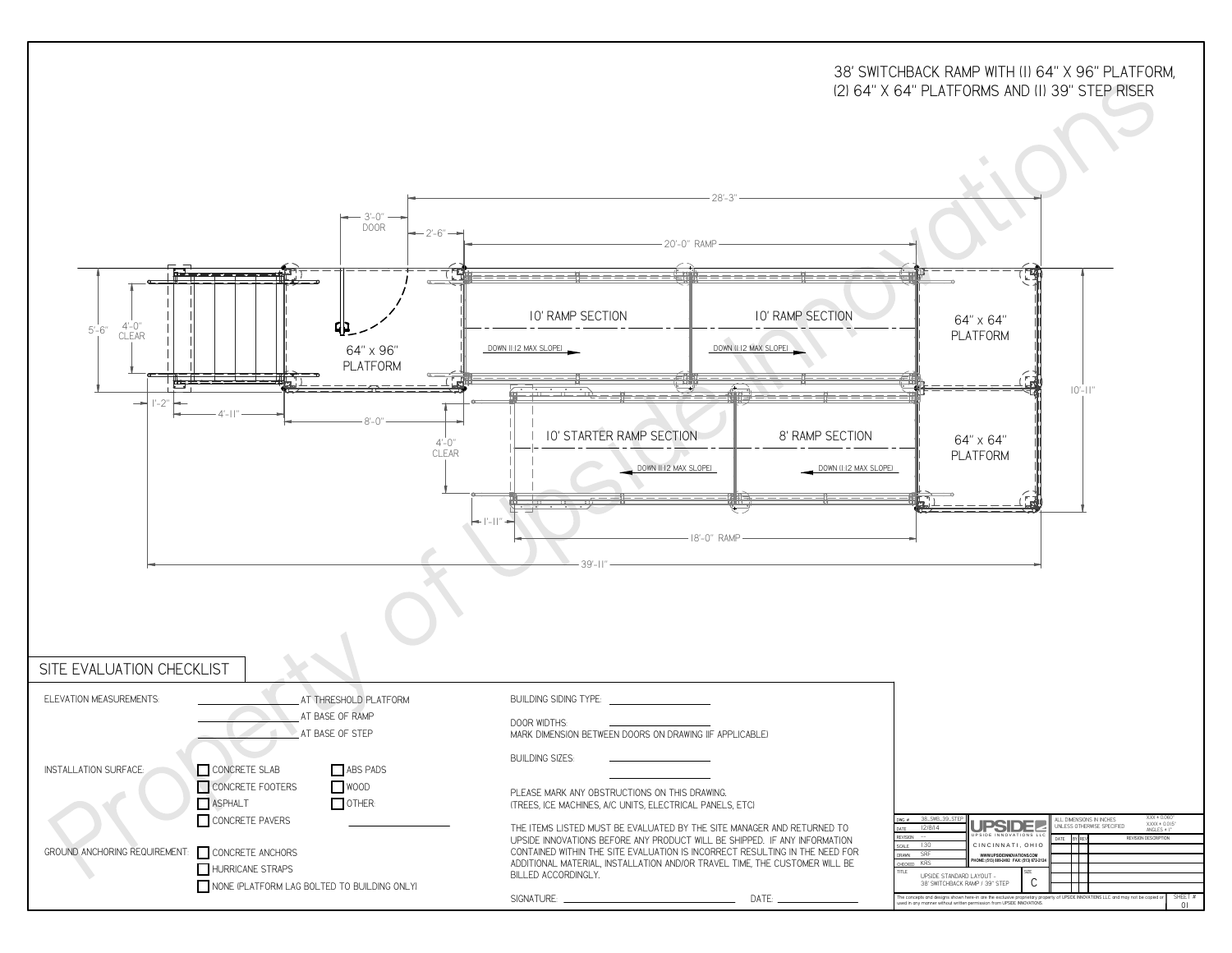# 38' SWITCHBACK RAMP WITH (1) 64" X 96" PLATFORM, (2) 64" X 64" PLATFORMS AND (1) 39" STEP RISER

28'-3"
3'-0" DOOR
2'-6"
20'-0" RAMP
5'-6"
4'-0" CLEAR
64" x 96" PLATFORM
10' RAMP SECTION
DOWN (1:12 MAX SLOPE)
10' RAMP SECTION
DOWN (1:12 MAX SLOPE)
64" x 64" PLATFORM
10'-11"
1'-2"
4'-11"
8'-0"
4'-0" CLEAR
10' STARTER RAMP SECTION
DOWN (1:12 MAX SLOPE)
8' RAMP SECTION
DOWN (1:12 MAX SLOPE)
64" x 64" PLATFORM
1'-11"
18'-0" RAMP
39'-11"

Property of Upside Innovations

## SITE EVALUATION CHECKLIST

ELEVATION MEASUREMENTS:
- ____________ AT THRESHOLD PLATFORM
- ____________ AT BASE OF RAMP
- ____________ AT BASE OF STEP

INSTALLATION SURFACE:
- ☐ CONCRETE SLAB
- ☐ ABS PADS
- ☐ CONCRETE FOOTERS
- ☐ WOOD
- ☐ ASPHALT
- ☐ OTHER ____________
- ☐ CONCRETE PAVERS

GROUND ANCHORING REQUIREMENT:
- ☐ CONCRETE ANCHORS
- ☐ HURRICANE STRAPS
- ☐ NONE (PLATFORM LAG BOLTED TO BUILDING ONLY)

BUILDING SIDING TYPE: ____________

DOOR WIDTHS: ____________
MARK DIMENSION BETWEEN DOORS ON DRAWING (IF APPLICABLE)

BUILDING SIZES: ____________
____________

PLEASE MARK ANY OBSTRUCTIONS ON THIS DRAWING.
(TREES, ICE MACHINES, A/C UNITS, ELECTRICAL PANELS, ETC)

THE ITEMS LISTED MUST BE EVALUATED BY THE SITE MANAGER AND RETURNED TO UPSIDE INNOVATIONS BEFORE ANY PRODUCT WILL BE SHIPPED. IF ANY INFORMATION CONTAINED WITHIN THE SITE EVALUATION IS INCORRECT RESULTING IN THE NEED FOR ADDITIONAL MATERIAL, INSTALLATION AND/OR TRAVEL TIME, THE CUSTOMER WILL BE BILLED ACCORDINGLY.

SIGNATURE: ____________ DATE: ____________

| | |
|---|---|
| DWG # | 38_SWBL_39_STEP |
| DATE | 12/8/14 |
| REVISION | --- |
| SCALE | 1:30 |
| DRAWN | SRF |
| CHECKED | KRS |

UPSIDE INNOVATIONS LLC
CINCINNATI, OHIO
WWW.UPSIDEINNOVATIONS.COM
PHONE: (513) 889-2492 FAX: (513) 672-2124

TITLE: UPSIDE STANDARD LAYOUT - 38' SWITCHBACK RAMP / 39" STEP
SIZE: C

ALL DIMENSIONS IN INCHES UNLESS OTHERWISE SPECIFIED
XXX ± 0.060"
X.XXX ± 0.015"
ANGLES ± 1°

| DATE | BY | REV | REVISION DESCRIPTION |
|---|---|---|---|
| | | | |

The concepts and designs shown here-in are the exclusive proprietary property of UPSIDE INNOVATIONS LLC and may not be copied or used in any manner without written permission from UPSIDE INNOVATIONS.

SHEET # 01